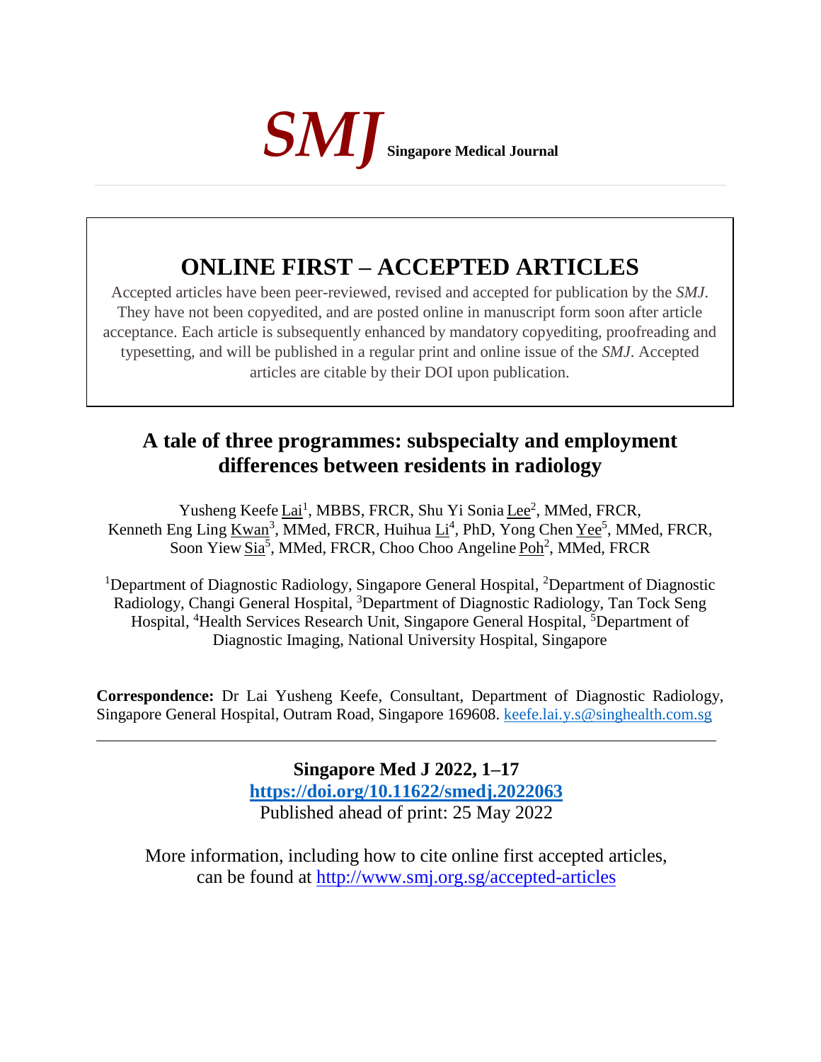*SMJ* **Singapore Medical Journal**

# ONLINE FIRST – ACCEPTED ARTICLES

Accepted articles have been peer-reviewed, revised and accepted for publication by the *SMJ*. They have not been copyedited, and are posted online in manuscript form soon after article acceptance. Each article is subsequently enhanced by mandatory copyediting, proofreading and typesetting, and will be published in a regular print and online issue of the *SMJ*. Accepted articles are citable by their DOI upon publication.

# A tale of three programmes: subspecialty and employment differences between residents in radiology

Yusheng Keefe Lai[1], MBBS, FRCR, Shu Yi Sonia Lee[2], MMed, FRCR, Kenneth Eng Ling Kwan[3], MMed, FRCR, Huihua Li[4], PhD, Yong Chen Yee[5], MMed, FRCR, Soon Yiew Sia[5], MMed, FRCR, Choo Choo Angeline Poh[2], MMed, FRCR

[1]Department of Diagnostic Radiology, Singapore General Hospital, [2]Department of Diagnostic Radiology, Changi General Hospital, [3]Department of Diagnostic Radiology, Tan Tock Seng Hospital, [4]Health Services Research Unit, Singapore General Hospital, [5]Department of Diagnostic Imaging, National University Hospital, Singapore

**Correspondence:** Dr Lai Yusheng Keefe, Consultant, Department of Diagnostic Radiology, Singapore General Hospital, Outram Road, Singapore 169608. keefe.lai.y.s@singhealth.com.sg

---

**Singapore Med J 2022, 1–17**
**https://doi.org/10.11622/smedj.2022063**
Published ahead of print: 25 May 2022

More information, including how to cite online first accepted articles, can be found at http://www.smj.org.sg/accepted-articles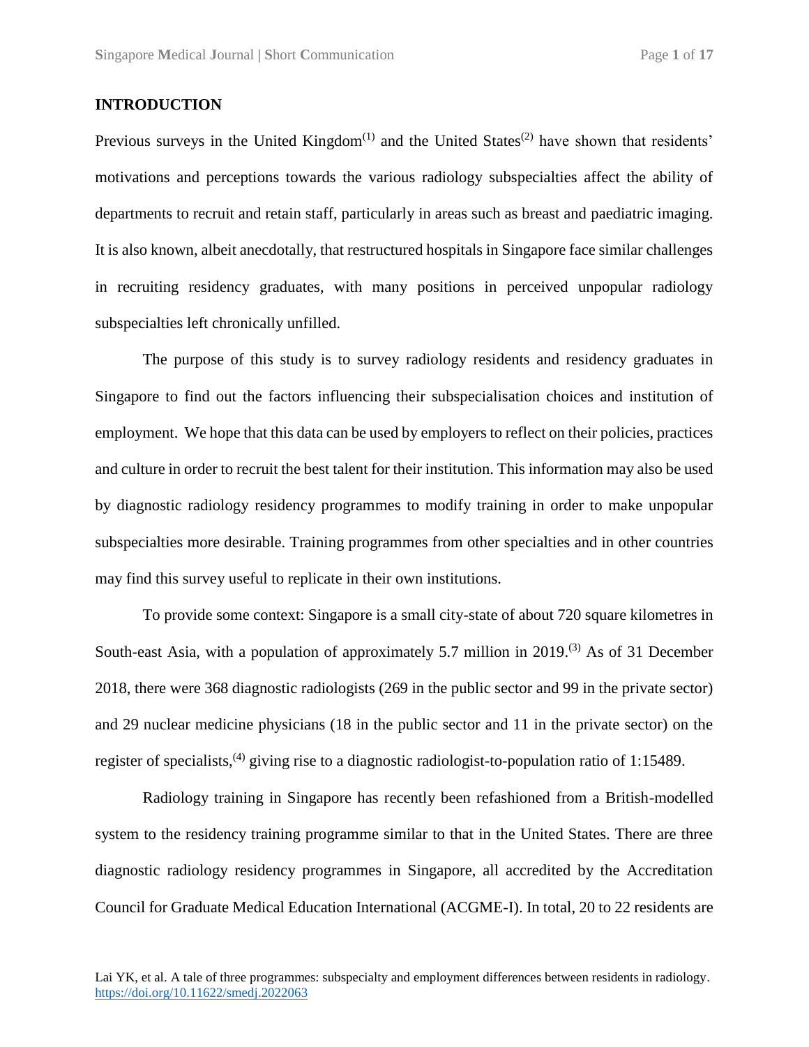## INTRODUCTION

Previous surveys in the United Kingdom[1] and the United States[2] have shown that residents' motivations and perceptions towards the various radiology subspecialties affect the ability of departments to recruit and retain staff, particularly in areas such as breast and paediatric imaging. It is also known, albeit anecdotally, that restructured hospitals in Singapore face similar challenges in recruiting residency graduates, with many positions in perceived unpopular radiology subspecialties left chronically unfilled.

The purpose of this study is to survey radiology residents and residency graduates in Singapore to find out the factors influencing their subspecialisation choices and institution of employment. We hope that this data can be used by employers to reflect on their policies, practices and culture in order to recruit the best talent for their institution. This information may also be used by diagnostic radiology residency programmes to modify training in order to make unpopular subspecialties more desirable. Training programmes from other specialties and in other countries may find this survey useful to replicate in their own institutions.

To provide some context: Singapore is a small city-state of about 720 square kilometres in South-east Asia, with a population of approximately 5.7 million in 2019.[3] As of 31 December 2018, there were 368 diagnostic radiologists (269 in the public sector and 99 in the private sector) and 29 nuclear medicine physicians (18 in the public sector and 11 in the private sector) on the register of specialists,[4] giving rise to a diagnostic radiologist-to-population ratio of 1:15489.

Radiology training in Singapore has recently been refashioned from a British-modelled system to the residency training programme similar to that in the United States. There are three diagnostic radiology residency programmes in Singapore, all accredited by the Accreditation Council for Graduate Medical Education International (ACGME-I). In total, 20 to 22 residents are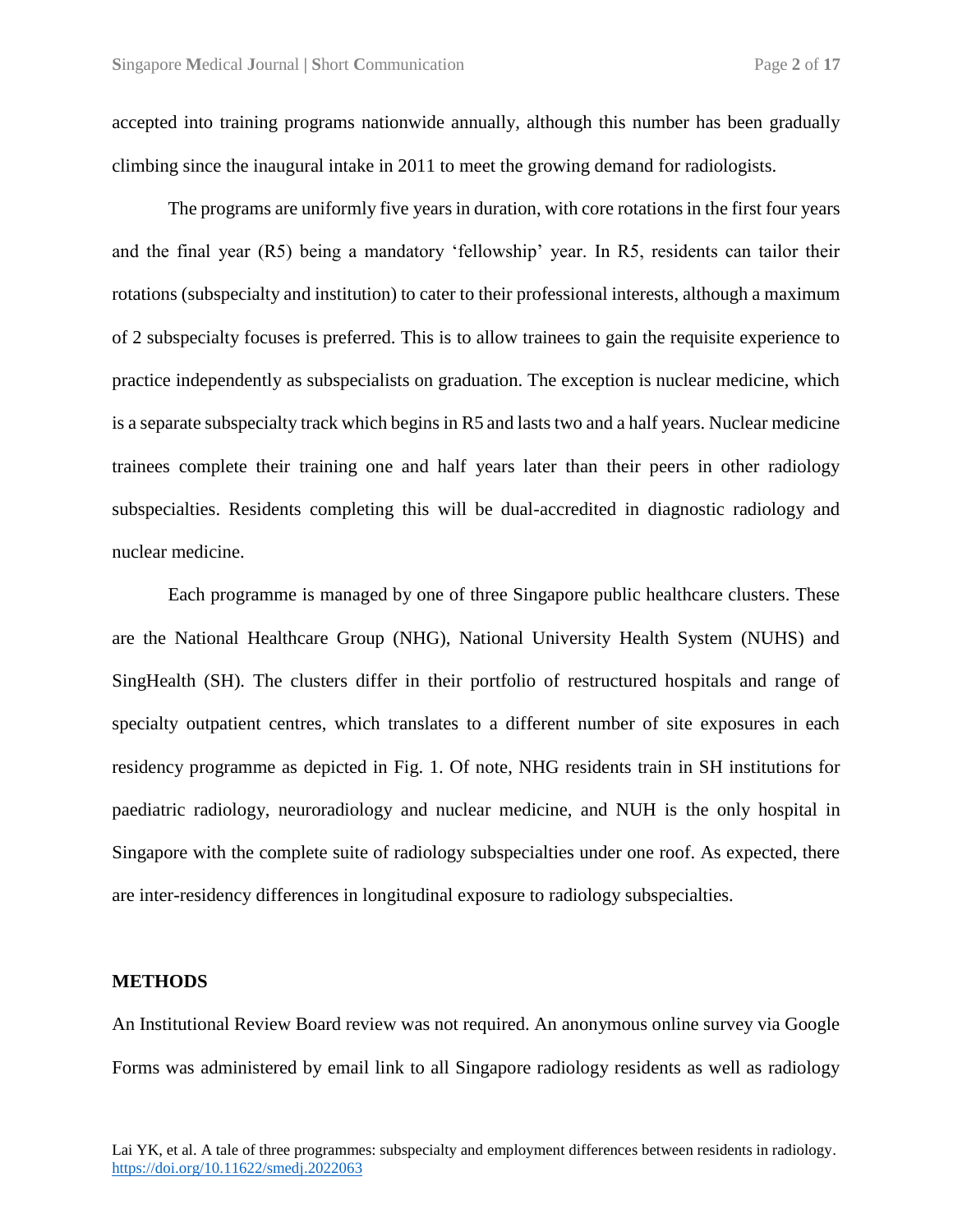accepted into training programs nationwide annually, although this number has been gradually climbing since the inaugural intake in 2011 to meet the growing demand for radiologists.

The programs are uniformly five years in duration, with core rotations in the first four years and the final year (R5) being a mandatory 'fellowship' year. In R5, residents can tailor their rotations (subspecialty and institution) to cater to their professional interests, although a maximum of 2 subspecialty focuses is preferred. This is to allow trainees to gain the requisite experience to practice independently as subspecialists on graduation. The exception is nuclear medicine, which is a separate subspecialty track which begins in R5 and lasts two and a half years. Nuclear medicine trainees complete their training one and half years later than their peers in other radiology subspecialties. Residents completing this will be dual-accredited in diagnostic radiology and nuclear medicine.

Each programme is managed by one of three Singapore public healthcare clusters. These are the National Healthcare Group (NHG), National University Health System (NUHS) and SingHealth (SH). The clusters differ in their portfolio of restructured hospitals and range of specialty outpatient centres, which translates to a different number of site exposures in each residency programme as depicted in Fig. 1. Of note, NHG residents train in SH institutions for paediatric radiology, neuroradiology and nuclear medicine, and NUH is the only hospital in Singapore with the complete suite of radiology subspecialties under one roof. As expected, there are inter-residency differences in longitudinal exposure to radiology subspecialties.

## METHODS

An Institutional Review Board review was not required. An anonymous online survey via Google Forms was administered by email link to all Singapore radiology residents as well as radiology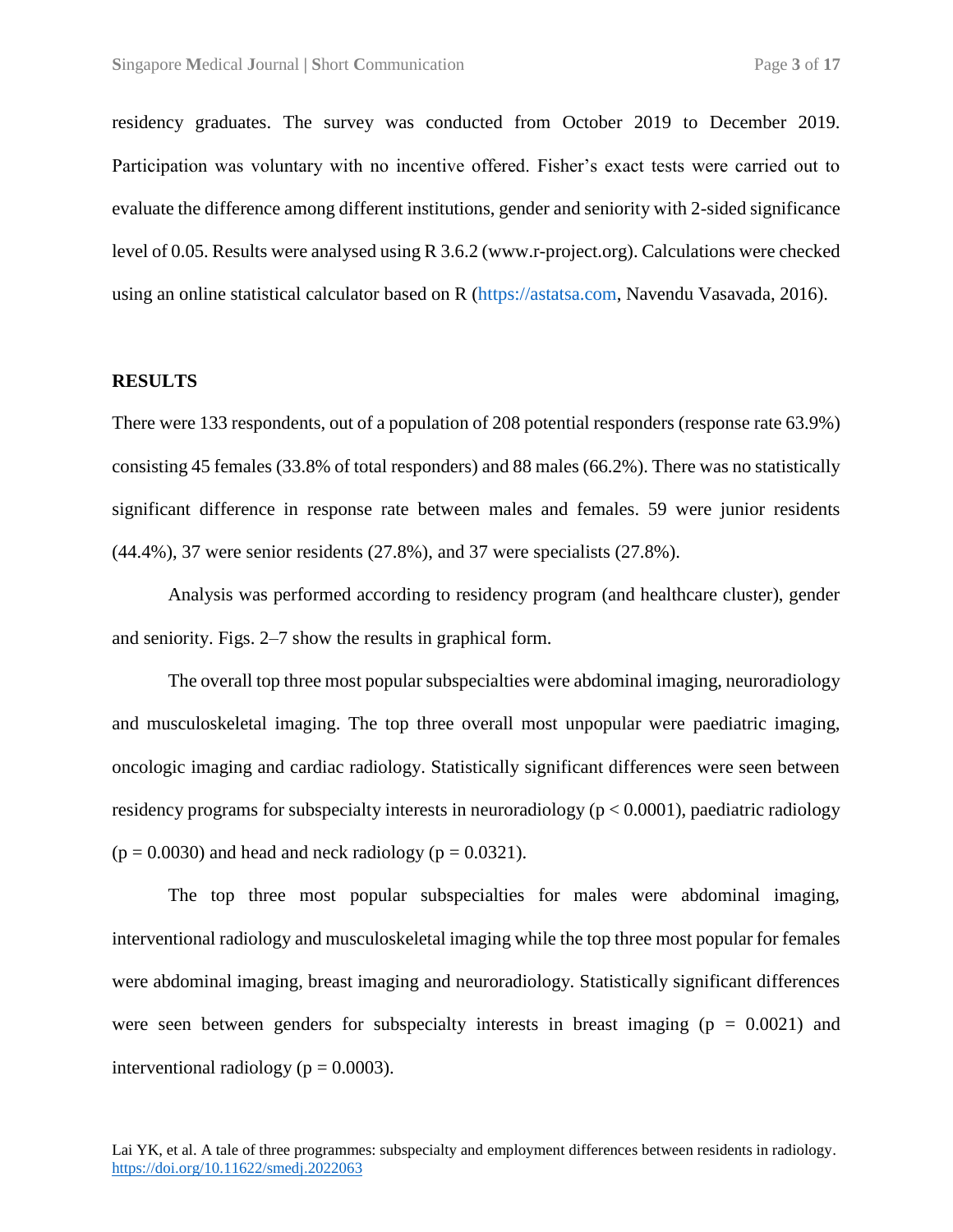residency graduates. The survey was conducted from October 2019 to December 2019. Participation was voluntary with no incentive offered. Fisher's exact tests were carried out to evaluate the difference among different institutions, gender and seniority with 2-sided significance level of 0.05. Results were analysed using R 3.6.2 (www.r-project.org). Calculations were checked using an online statistical calculator based on R (https://astatsa.com, Navendu Vasavada, 2016).

## RESULTS

There were 133 respondents, out of a population of 208 potential responders (response rate 63.9%) consisting 45 females (33.8% of total responders) and 88 males (66.2%). There was no statistically significant difference in response rate between males and females. 59 were junior residents (44.4%), 37 were senior residents (27.8%), and 37 were specialists (27.8%).

Analysis was performed according to residency program (and healthcare cluster), gender and seniority. Figs. 2–7 show the results in graphical form.

The overall top three most popular subspecialties were abdominal imaging, neuroradiology and musculoskeletal imaging. The top three overall most unpopular were paediatric imaging, oncologic imaging and cardiac radiology. Statistically significant differences were seen between residency programs for subspecialty interests in neuroradiology ($p < 0.0001$), paediatric radiology ($p = 0.0030$) and head and neck radiology ($p = 0.0321$).

The top three most popular subspecialties for males were abdominal imaging, interventional radiology and musculoskeletal imaging while the top three most popular for females were abdominal imaging, breast imaging and neuroradiology. Statistically significant differences were seen between genders for subspecialty interests in breast imaging ($p = 0.0021$) and interventional radiology ($p = 0.0003$).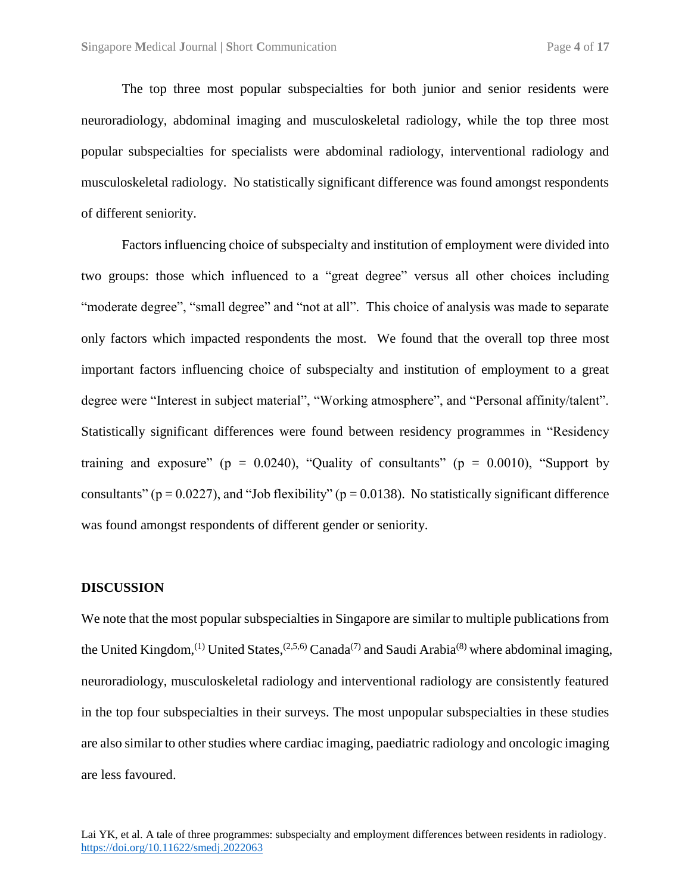The top three most popular subspecialties for both junior and senior residents were neuroradiology, abdominal imaging and musculoskeletal radiology, while the top three most popular subspecialties for specialists were abdominal radiology, interventional radiology and musculoskeletal radiology. No statistically significant difference was found amongst respondents of different seniority.

Factors influencing choice of subspecialty and institution of employment were divided into two groups: those which influenced to a "great degree" versus all other choices including "moderate degree", "small degree" and "not at all". This choice of analysis was made to separate only factors which impacted respondents the most. We found that the overall top three most important factors influencing choice of subspecialty and institution of employment to a great degree were "Interest in subject material", "Working atmosphere", and "Personal affinity/talent". Statistically significant differences were found between residency programmes in "Residency training and exposure" ($p = 0.0240$), "Quality of consultants" ($p = 0.0010$), "Support by consultants" ($p = 0.0227$), and "Job flexibility" ($p = 0.0138$). No statistically significant difference was found amongst respondents of different gender or seniority.

## DISCUSSION

We note that the most popular subspecialties in Singapore are similar to multiple publications from the United Kingdom,[1] United States,[2,5,6] Canada[7] and Saudi Arabia[8] where abdominal imaging, neuroradiology, musculoskeletal radiology and interventional radiology are consistently featured in the top four subspecialties in their surveys. The most unpopular subspecialties in these studies are also similar to other studies where cardiac imaging, paediatric radiology and oncologic imaging are less favoured.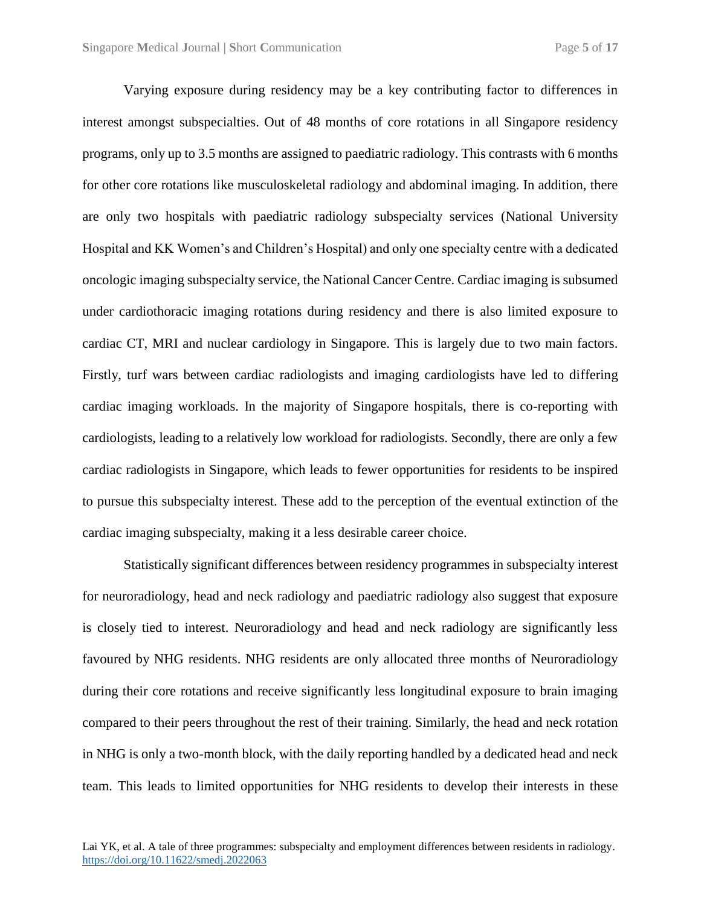Varying exposure during residency may be a key contributing factor to differences in interest amongst subspecialties. Out of 48 months of core rotations in all Singapore residency programs, only up to 3.5 months are assigned to paediatric radiology. This contrasts with 6 months for other core rotations like musculoskeletal radiology and abdominal imaging. In addition, there are only two hospitals with paediatric radiology subspecialty services (National University Hospital and KK Women's and Children's Hospital) and only one specialty centre with a dedicated oncologic imaging subspecialty service, the National Cancer Centre. Cardiac imaging is subsumed under cardiothoracic imaging rotations during residency and there is also limited exposure to cardiac CT, MRI and nuclear cardiology in Singapore. This is largely due to two main factors. Firstly, turf wars between cardiac radiologists and imaging cardiologists have led to differing cardiac imaging workloads. In the majority of Singapore hospitals, there is co-reporting with cardiologists, leading to a relatively low workload for radiologists. Secondly, there are only a few cardiac radiologists in Singapore, which leads to fewer opportunities for residents to be inspired to pursue this subspecialty interest. These add to the perception of the eventual extinction of the cardiac imaging subspecialty, making it a less desirable career choice.

Statistically significant differences between residency programmes in subspecialty interest for neuroradiology, head and neck radiology and paediatric radiology also suggest that exposure is closely tied to interest. Neuroradiology and head and neck radiology are significantly less favoured by NHG residents. NHG residents are only allocated three months of Neuroradiology during their core rotations and receive significantly less longitudinal exposure to brain imaging compared to their peers throughout the rest of their training. Similarly, the head and neck rotation in NHG is only a two-month block, with the daily reporting handled by a dedicated head and neck team. This leads to limited opportunities for NHG residents to develop their interests in these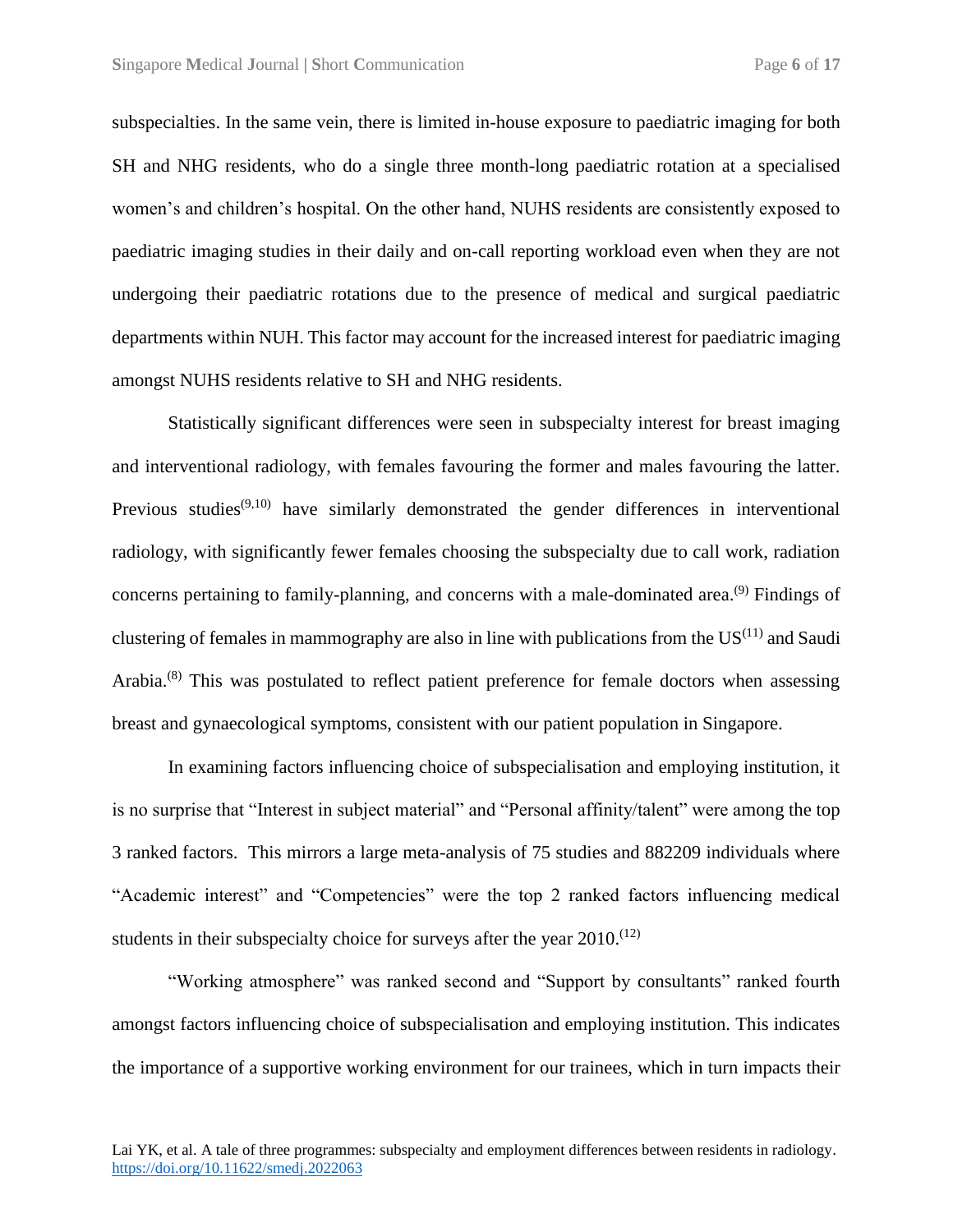subspecialties. In the same vein, there is limited in-house exposure to paediatric imaging for both SH and NHG residents, who do a single three month-long paediatric rotation at a specialised women's and children's hospital. On the other hand, NUHS residents are consistently exposed to paediatric imaging studies in their daily and on-call reporting workload even when they are not undergoing their paediatric rotations due to the presence of medical and surgical paediatric departments within NUH. This factor may account for the increased interest for paediatric imaging amongst NUHS residents relative to SH and NHG residents.

Statistically significant differences were seen in subspecialty interest for breast imaging and interventional radiology, with females favouring the former and males favouring the latter. Previous studies[9,10] have similarly demonstrated the gender differences in interventional radiology, with significantly fewer females choosing the subspecialty due to call work, radiation concerns pertaining to family-planning, and concerns with a male-dominated area.[9] Findings of clustering of females in mammography are also in line with publications from the US[11] and Saudi Arabia.[8] This was postulated to reflect patient preference for female doctors when assessing breast and gynaecological symptoms, consistent with our patient population in Singapore.

In examining factors influencing choice of subspecialisation and employing institution, it is no surprise that "Interest in subject material" and "Personal affinity/talent" were among the top 3 ranked factors. This mirrors a large meta-analysis of 75 studies and 882209 individuals where "Academic interest" and "Competencies" were the top 2 ranked factors influencing medical students in their subspecialty choice for surveys after the year 2010.[12]

"Working atmosphere" was ranked second and "Support by consultants" ranked fourth amongst factors influencing choice of subspecialisation and employing institution. This indicates the importance of a supportive working environment for our trainees, which in turn impacts their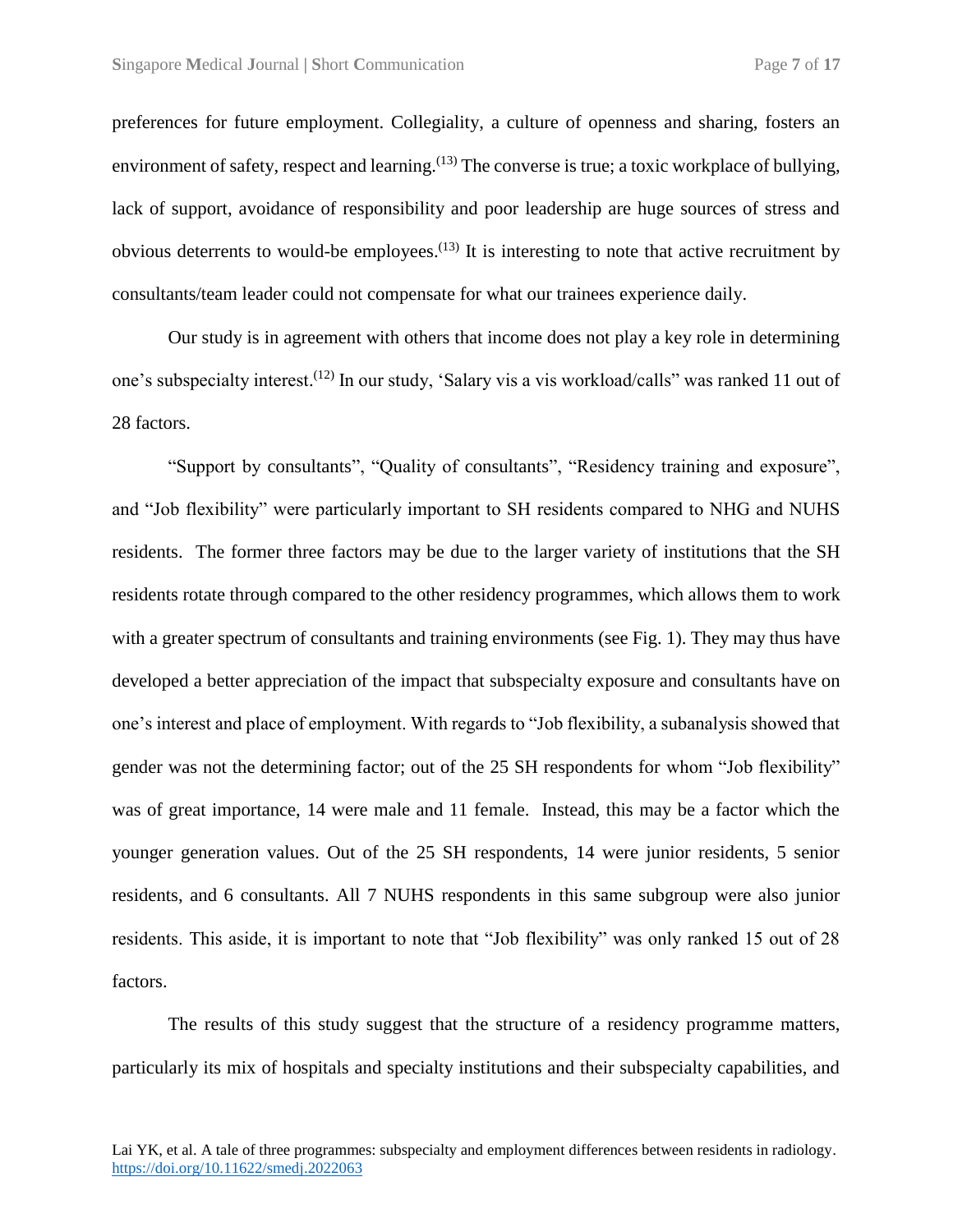preferences for future employment. Collegiality, a culture of openness and sharing, fosters an environment of safety, respect and learning.[13] The converse is true; a toxic workplace of bullying, lack of support, avoidance of responsibility and poor leadership are huge sources of stress and obvious deterrents to would-be employees.[13] It is interesting to note that active recruitment by consultants/team leader could not compensate for what our trainees experience daily.

Our study is in agreement with others that income does not play a key role in determining one's subspecialty interest.[12] In our study, 'Salary vis a vis workload/calls" was ranked 11 out of 28 factors.

"Support by consultants", "Quality of consultants", "Residency training and exposure", and "Job flexibility" were particularly important to SH residents compared to NHG and NUHS residents. The former three factors may be due to the larger variety of institutions that the SH residents rotate through compared to the other residency programmes, which allows them to work with a greater spectrum of consultants and training environments (see Fig. 1). They may thus have developed a better appreciation of the impact that subspecialty exposure and consultants have on one's interest and place of employment. With regards to "Job flexibility, a subanalysis showed that gender was not the determining factor; out of the 25 SH respondents for whom "Job flexibility" was of great importance, 14 were male and 11 female. Instead, this may be a factor which the younger generation values. Out of the 25 SH respondents, 14 were junior residents, 5 senior residents, and 6 consultants. All 7 NUHS respondents in this same subgroup were also junior residents. This aside, it is important to note that "Job flexibility" was only ranked 15 out of 28 factors.

The results of this study suggest that the structure of a residency programme matters, particularly its mix of hospitals and specialty institutions and their subspecialty capabilities, and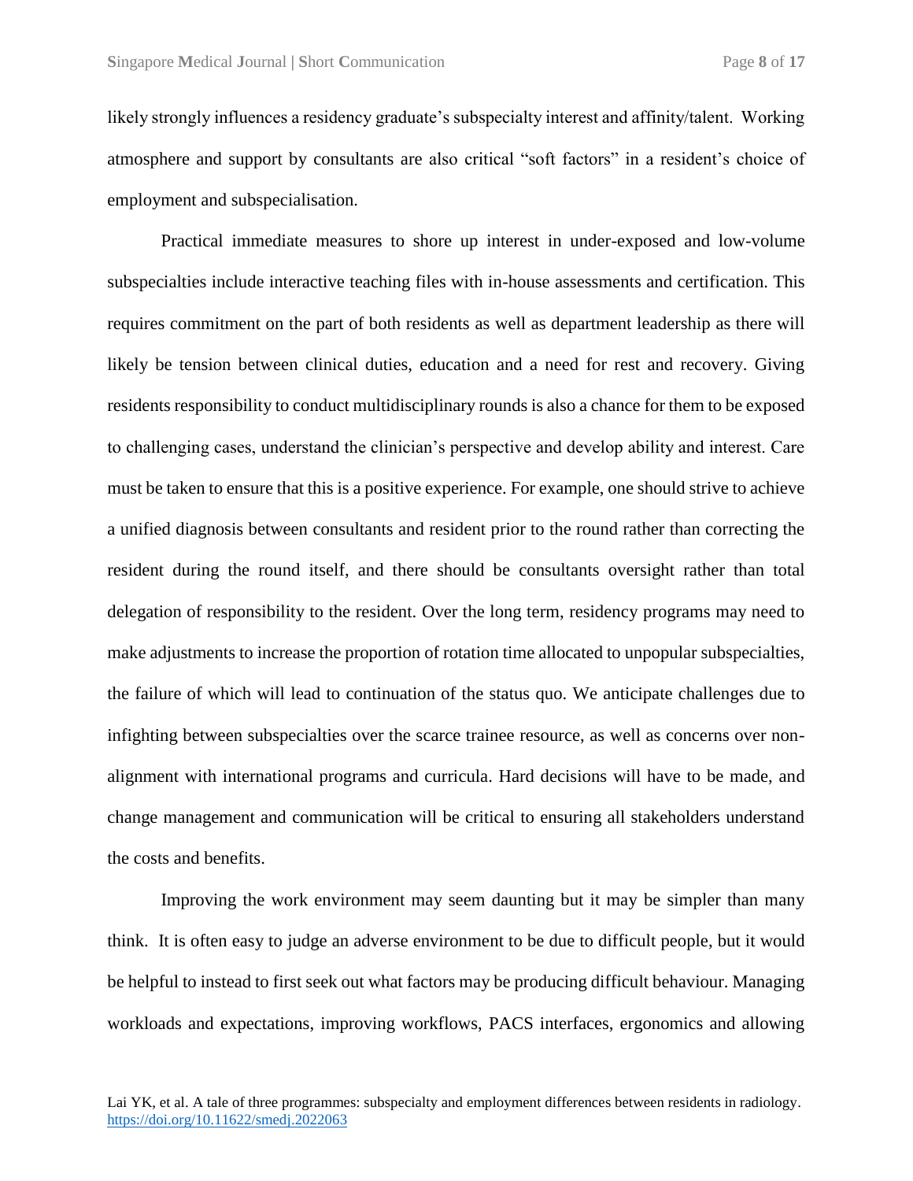likely strongly influences a residency graduate's subspecialty interest and affinity/talent. Working atmosphere and support by consultants are also critical "soft factors" in a resident's choice of employment and subspecialisation.

Practical immediate measures to shore up interest in under-exposed and low-volume subspecialties include interactive teaching files with in-house assessments and certification. This requires commitment on the part of both residents as well as department leadership as there will likely be tension between clinical duties, education and a need for rest and recovery. Giving residents responsibility to conduct multidisciplinary rounds is also a chance for them to be exposed to challenging cases, understand the clinician's perspective and develop ability and interest. Care must be taken to ensure that this is a positive experience. For example, one should strive to achieve a unified diagnosis between consultants and resident prior to the round rather than correcting the resident during the round itself, and there should be consultants oversight rather than total delegation of responsibility to the resident. Over the long term, residency programs may need to make adjustments to increase the proportion of rotation time allocated to unpopular subspecialties, the failure of which will lead to continuation of the status quo. We anticipate challenges due to infighting between subspecialties over the scarce trainee resource, as well as concerns over non-alignment with international programs and curricula. Hard decisions will have to be made, and change management and communication will be critical to ensuring all stakeholders understand the costs and benefits.

Improving the work environment may seem daunting but it may be simpler than many think. It is often easy to judge an adverse environment to be due to difficult people, but it would be helpful to instead to first seek out what factors may be producing difficult behaviour. Managing workloads and expectations, improving workflows, PACS interfaces, ergonomics and allowing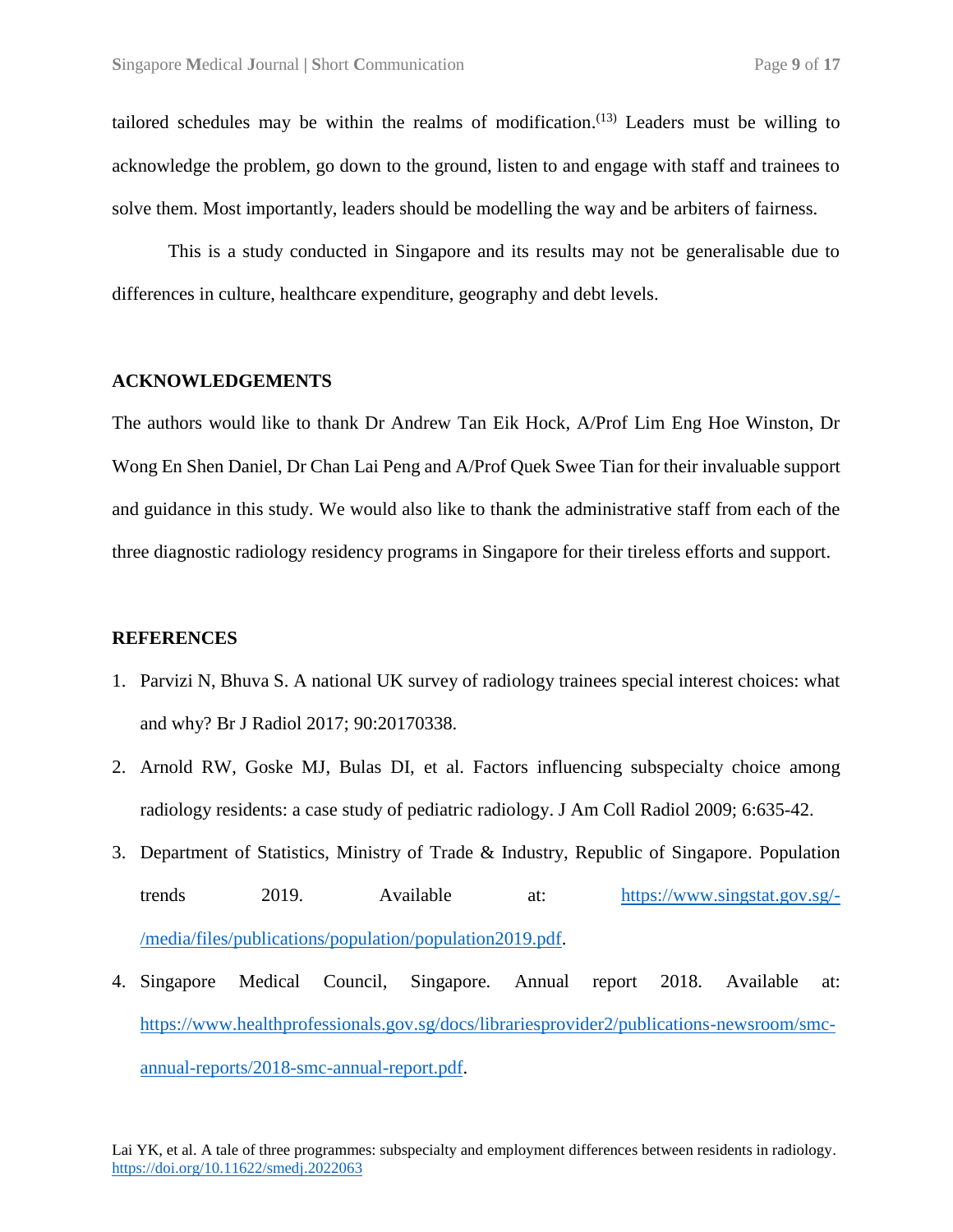tailored schedules may be within the realms of modification.[13] Leaders must be willing to acknowledge the problem, go down to the ground, listen to and engage with staff and trainees to solve them. Most importantly, leaders should be modelling the way and be arbiters of fairness.

This is a study conducted in Singapore and its results may not be generalisable due to differences in culture, healthcare expenditure, geography and debt levels.

## ACKNOWLEDGEMENTS

The authors would like to thank Dr Andrew Tan Eik Hock, A/Prof Lim Eng Hoe Winston, Dr Wong En Shen Daniel, Dr Chan Lai Peng and A/Prof Quek Swee Tian for their invaluable support and guidance in this study. We would also like to thank the administrative staff from each of the three diagnostic radiology residency programs in Singapore for their tireless efforts and support.

## REFERENCES

1. Parvizi N, Bhuva S. A national UK survey of radiology trainees special interest choices: what and why? Br J Radiol 2017; 90:20170338.
2. Arnold RW, Goske MJ, Bulas DI, et al. Factors influencing subspecialty choice among radiology residents: a case study of pediatric radiology. J Am Coll Radiol 2009; 6:635-42.
3. Department of Statistics, Ministry of Trade & Industry, Republic of Singapore. Population trends 2019. Available at: https://www.singstat.gov.sg/-/media/files/publications/population/population2019.pdf.
4. Singapore Medical Council, Singapore. Annual report 2018. Available at: https://www.healthprofessionals.gov.sg/docs/librariesprovider2/publications-newsroom/smc-annual-reports/2018-smc-annual-report.pdf.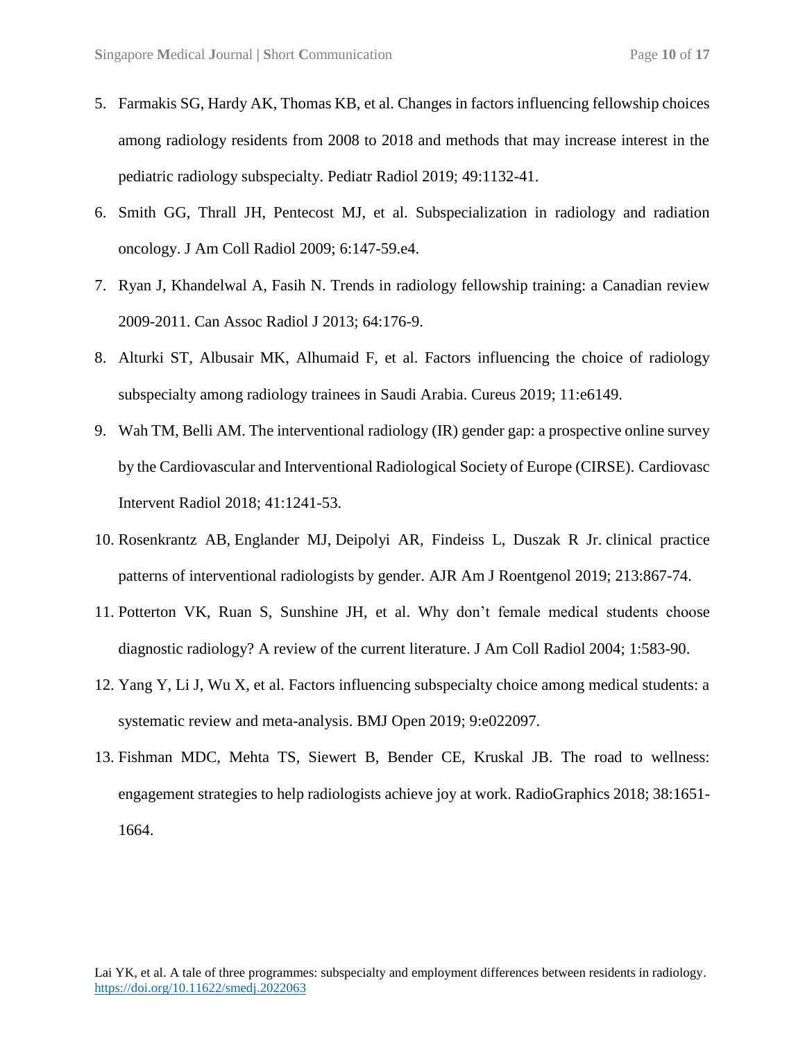5. Farmakis SG, Hardy AK, Thomas KB, et al. Changes in factors influencing fellowship choices among radiology residents from 2008 to 2018 and methods that may increase interest in the pediatric radiology subspecialty. Pediatr Radiol 2019; 49:1132-41.
6. Smith GG, Thrall JH, Pentecost MJ, et al. Subspecialization in radiology and radiation oncology. J Am Coll Radiol 2009; 6:147-59.e4.
7. Ryan J, Khandelwal A, Fasih N. Trends in radiology fellowship training: a Canadian review 2009-2011. Can Assoc Radiol J 2013; 64:176-9.
8. Alturki ST, Albusair MK, Alhumaid F, et al. Factors influencing the choice of radiology subspecialty among radiology trainees in Saudi Arabia. Cureus 2019; 11:e6149.
9. Wah TM, Belli AM. The interventional radiology (IR) gender gap: a prospective online survey by the Cardiovascular and Interventional Radiological Society of Europe (CIRSE). Cardiovasc Intervent Radiol 2018; 41:1241-53.
10. Rosenkrantz AB, Englander MJ, Deipolyi AR, Findeiss L, Duszak R Jr. clinical practice patterns of interventional radiologists by gender. AJR Am J Roentgenol 2019; 213:867-74.
11. Potterton VK, Ruan S, Sunshine JH, et al. Why don't female medical students choose diagnostic radiology? A review of the current literature. J Am Coll Radiol 2004; 1:583-90.
12. Yang Y, Li J, Wu X, et al. Factors influencing subspecialty choice among medical students: a systematic review and meta-analysis. BMJ Open 2019; 9:e022097.
13. Fishman MDC, Mehta TS, Siewert B, Bender CE, Kruskal JB. The road to wellness: engagement strategies to help radiologists achieve joy at work. RadioGraphics 2018; 38:1651-1664.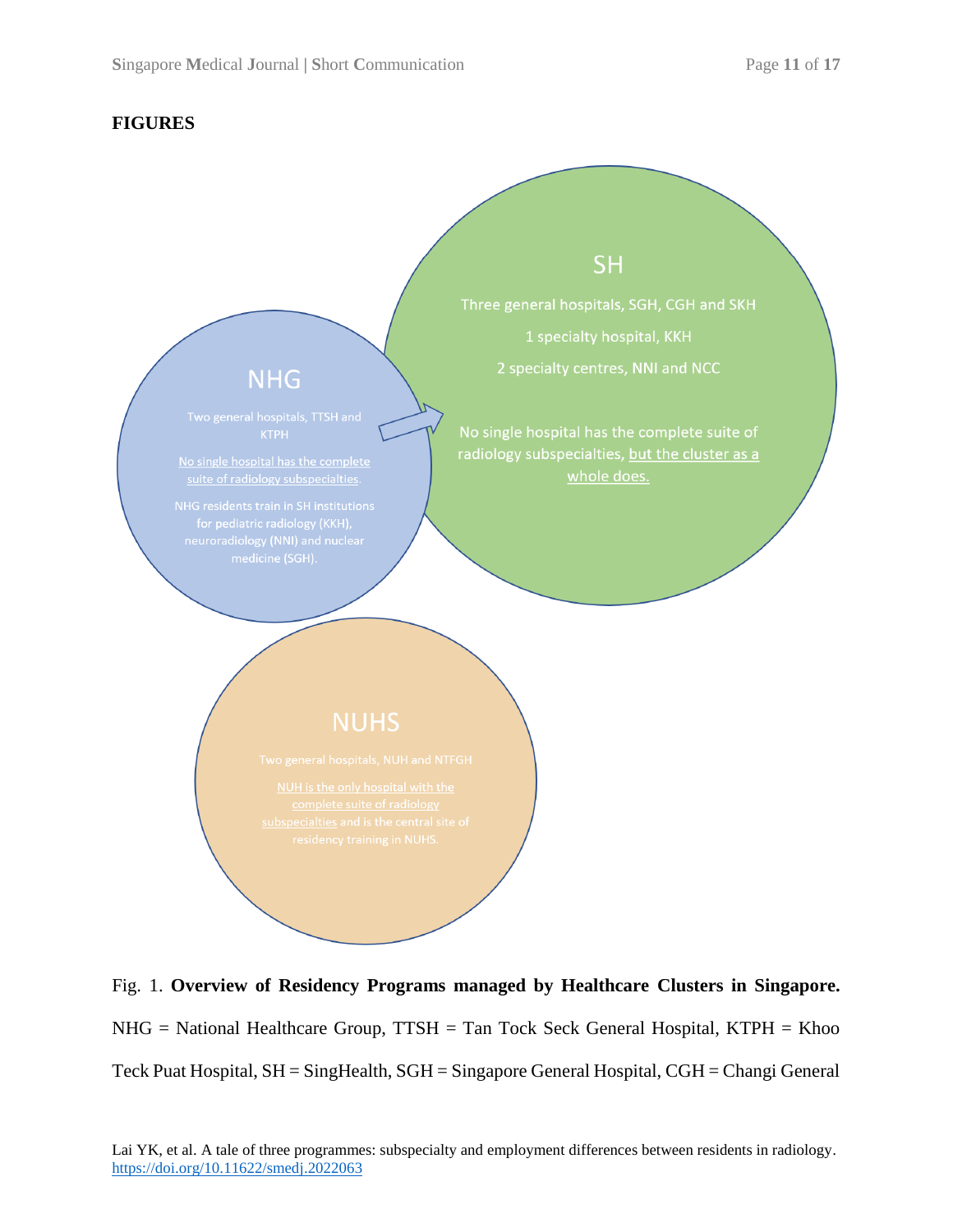## FIGURES

SH

Three general hospitals, SGH, CGH and SKH

1 specialty hospital, KKH

2 specialty centres, NNI and NCC

No single hospital has the complete suite of radiology subspecialties, but the cluster as a whole does.

NHG

Two general hospitals, TTSH and KTPH

No single hospital has the complete suite of radiology subspecialties.

NHG residents train in SH institutions for pediatric radiology (KKH), neuroradiology (NNI) and nuclear medicine (SGH).

NUHS

Two general hospitals, NUH and NTFGH

NUH is the only hospital with the complete suite of radiology subspecialties and is the central site of residency training in NUHS.

Fig. 1. **Overview of Residency Programs managed by Healthcare Clusters in Singapore.** NHG = National Healthcare Group, TTSH = Tan Tock Seck General Hospital, KTPH = Khoo Teck Puat Hospital, SH = SingHealth, SGH = Singapore General Hospital, CGH = Changi General

Lai YK, et al. A tale of three programmes: subspecialty and employment differences between residents in radiology. https://doi.org/10.11622/smedj.2022063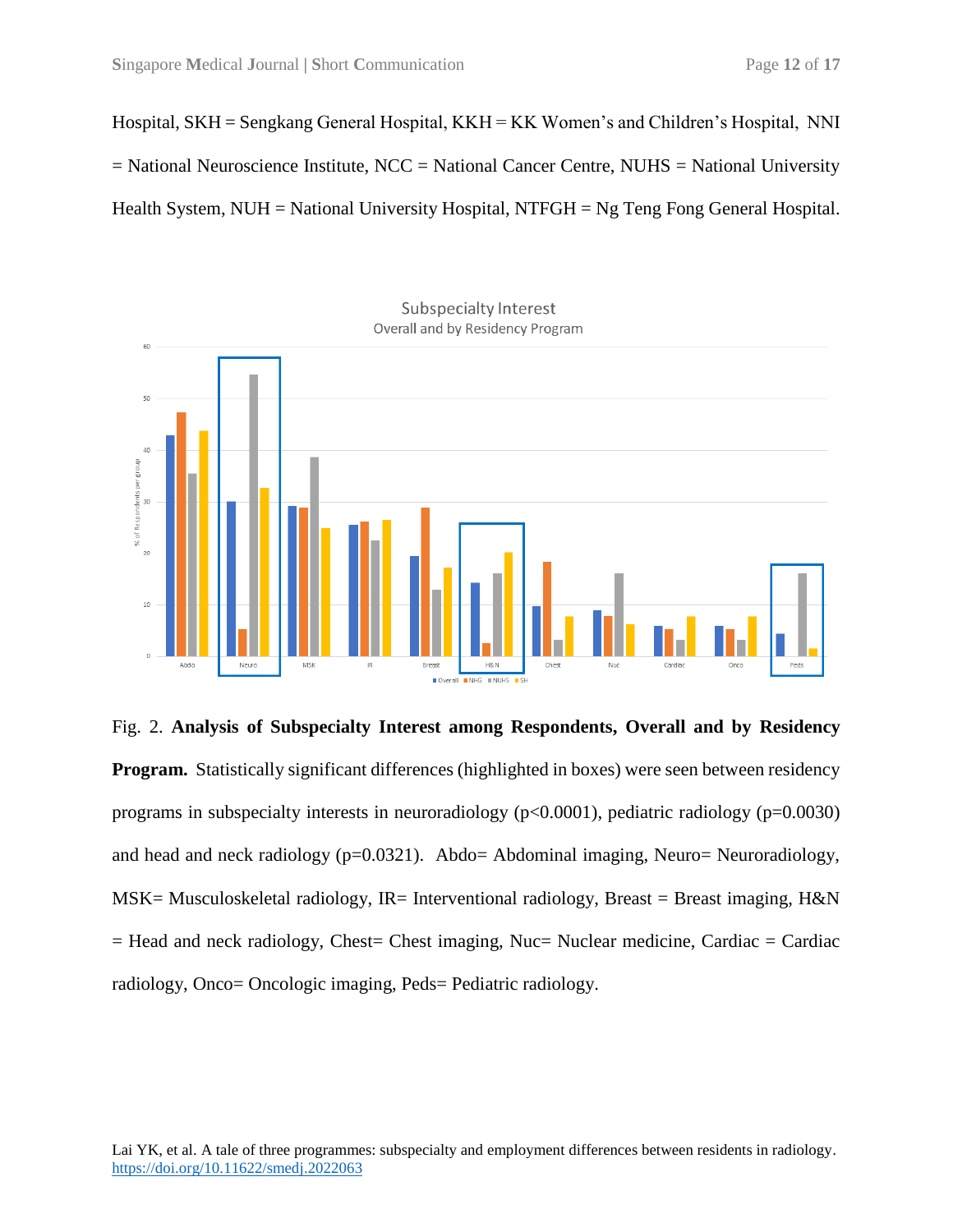Hospital, SKH = Sengkang General Hospital, KKH = KK Women's and Children's Hospital, NNI = National Neuroscience Institute, NCC = National Cancer Centre, NUHS = National University Health System, NUH = National University Hospital, NTFGH = Ng Teng Fong General Hospital.

Fig. 2. **Analysis of Subspecialty Interest among Respondents, Overall and by Residency Program.** Statistically significant differences (highlighted in boxes) were seen between residency programs in subspecialty interests in neuroradiology ($p<0.0001$), pediatric radiology ($p=0.0030$) and head and neck radiology ($p=0.0321$). Abdo= Abdominal imaging, Neuro= Neuroradiology, MSK= Musculoskeletal radiology, IR= Interventional radiology, Breast = Breast imaging, H&N = Head and neck radiology, Chest= Chest imaging, Nuc= Nuclear medicine, Cardiac = Cardiac radiology, Onco= Oncologic imaging, Peds= Pediatric radiology.

Lai YK, et al. A tale of three programmes: subspecialty and employment differences between residents in radiology. https://doi.org/10.11622/smedj.2022063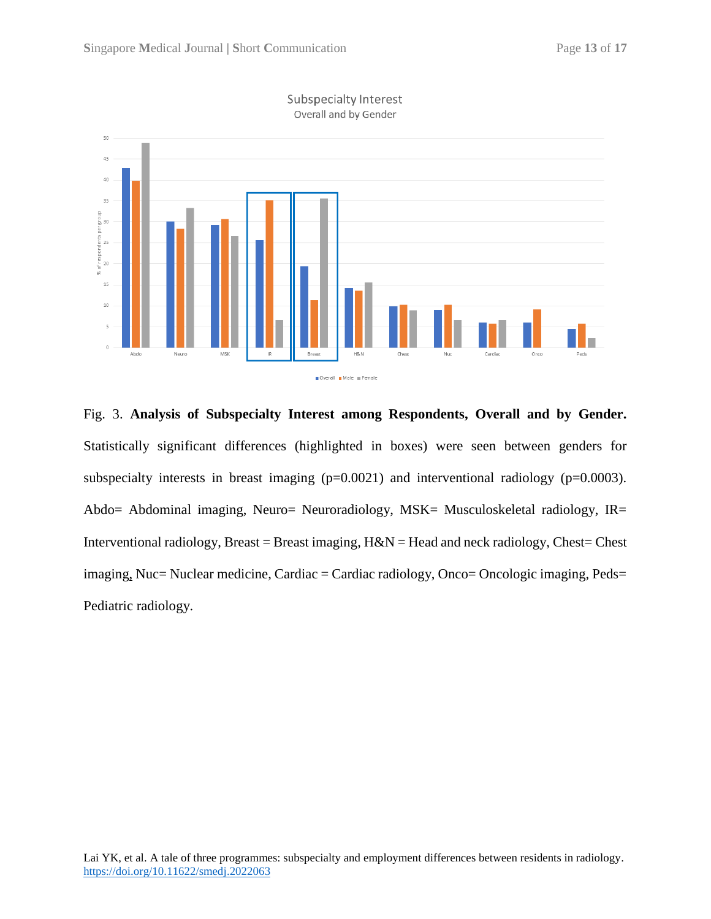Fig. 3. **Analysis of Subspecialty Interest among Respondents, Overall and by Gender.** Statistically significant differences (highlighted in boxes) were seen between genders for subspecialty interests in breast imaging (p=0.0021) and interventional radiology (p=0.0003). Abdo= Abdominal imaging, Neuro= Neuroradiology, MSK= Musculoskeletal radiology, IR= Interventional radiology, Breast = Breast imaging, H&N = Head and neck radiology, Chest= Chest imaging, Nuc= Nuclear medicine, Cardiac = Cardiac radiology, Onco= Oncologic imaging, Peds= Pediatric radiology.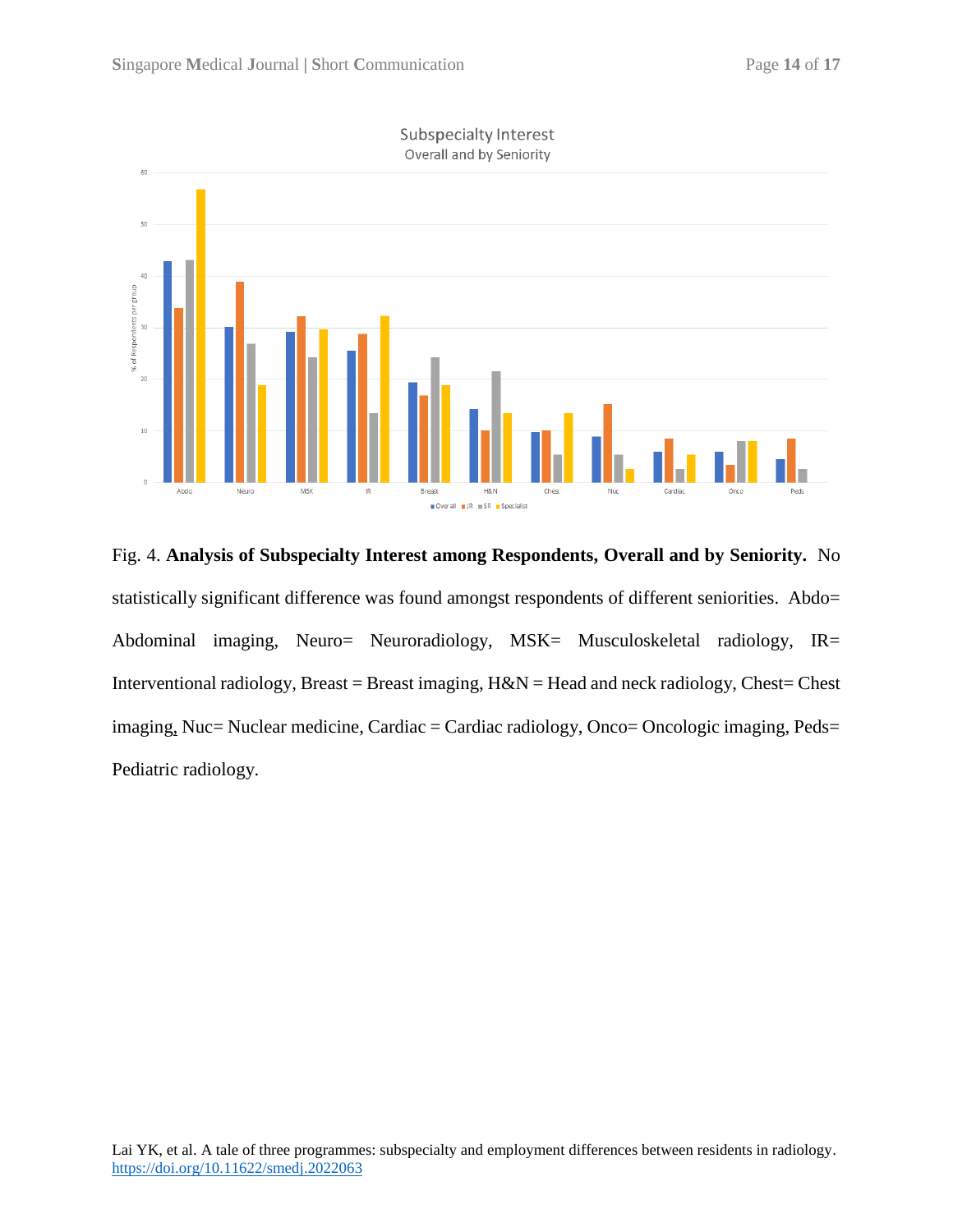Fig. 4. **Analysis of Subspecialty Interest among Respondents, Overall and by Seniority.** No statistically significant difference was found amongst respondents of different seniorities. Abdo= Abdominal imaging, Neuro= Neuroradiology, MSK= Musculoskeletal radiology, IR= Interventional radiology, Breast = Breast imaging, H&N = Head and neck radiology, Chest= Chest imaging, Nuc= Nuclear medicine, Cardiac = Cardiac radiology, Onco= Oncologic imaging, Peds= Pediatric radiology.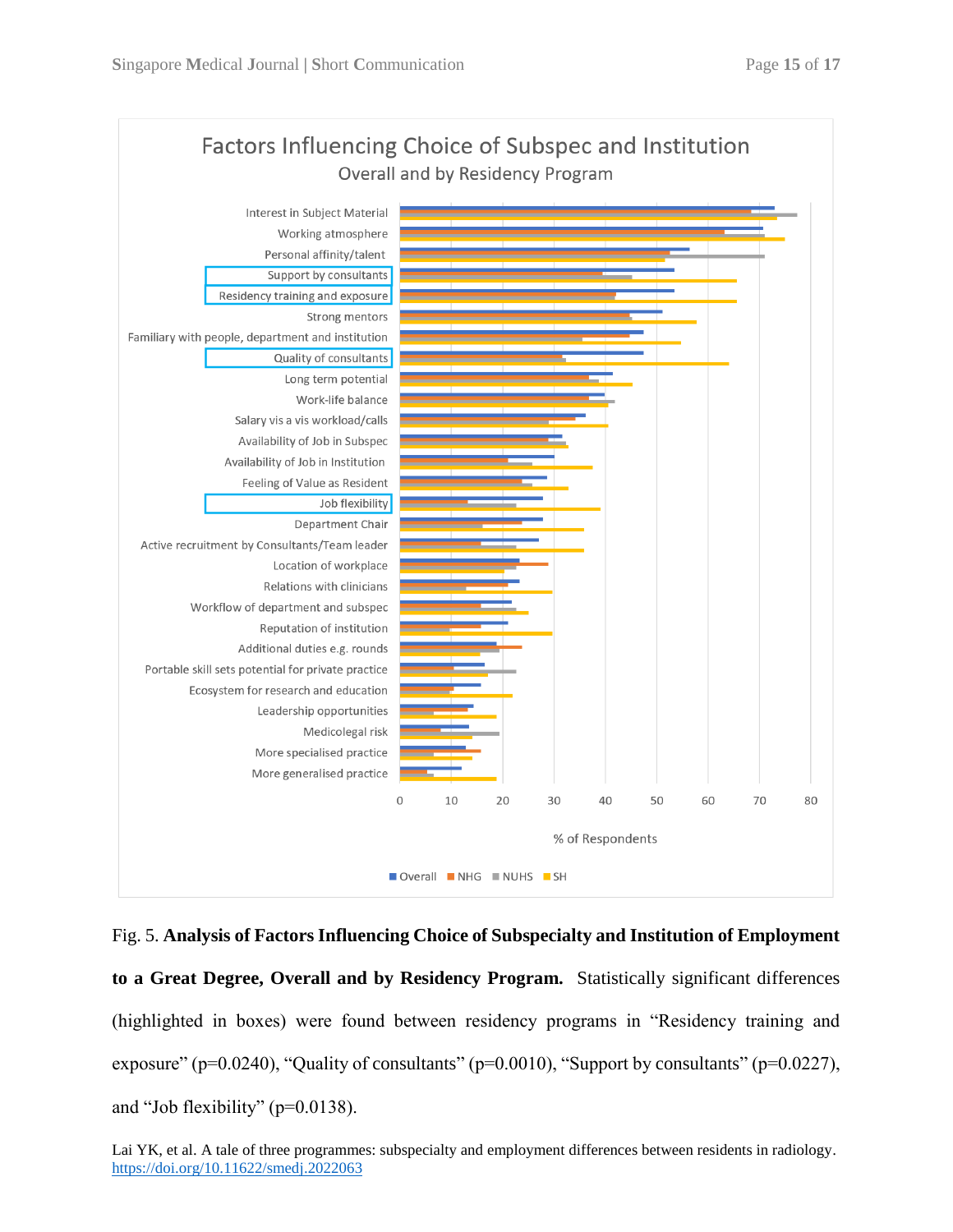Fig. 5. **Analysis of Factors Influencing Choice of Subspecialty and Institution of Employment to a Great Degree, Overall and by Residency Program.** Statistically significant differences (highlighted in boxes) were found between residency programs in "Residency training and exposure" (p=0.0240), "Quality of consultants" (p=0.0010), "Support by consultants" (p=0.0227), and "Job flexibility" (p=0.0138).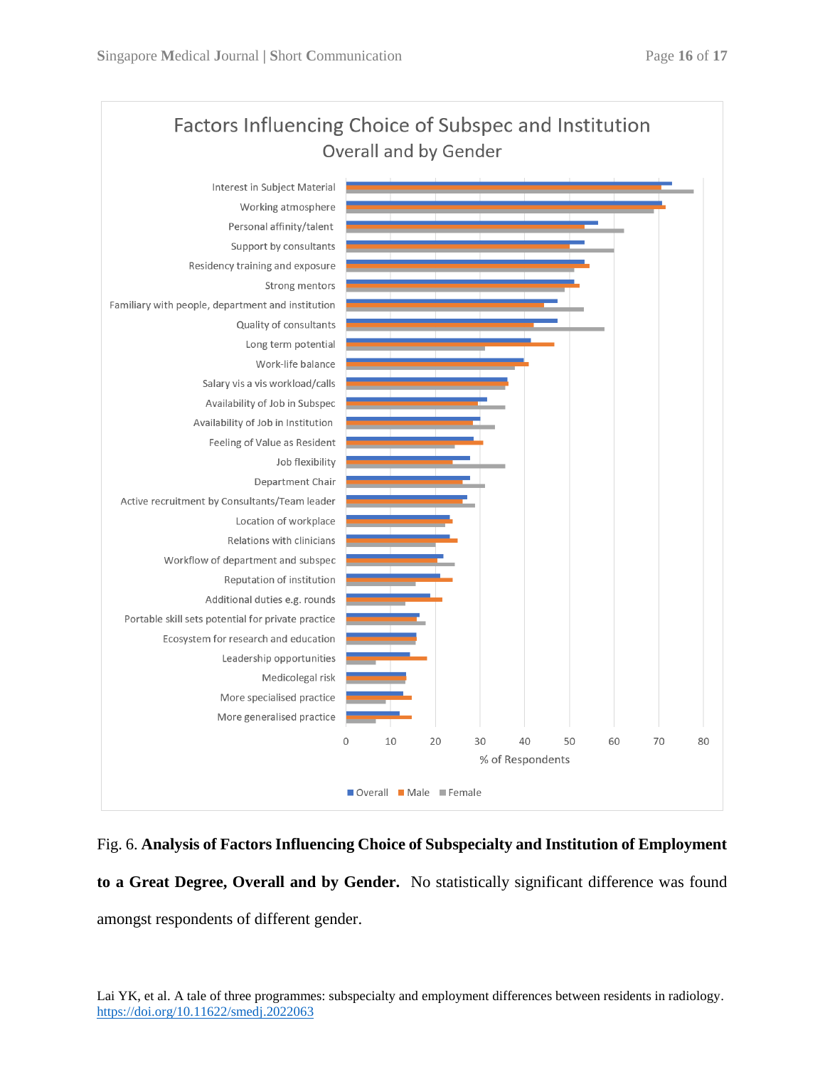Factors Influencing Choice of Subspec and Institution

Overall and by Gender

Fig. 6. **Analysis of Factors Influencing Choice of Subspecialty and Institution of Employment to a Great Degree, Overall and by Gender.** No statistically significant difference was found amongst respondents of different gender.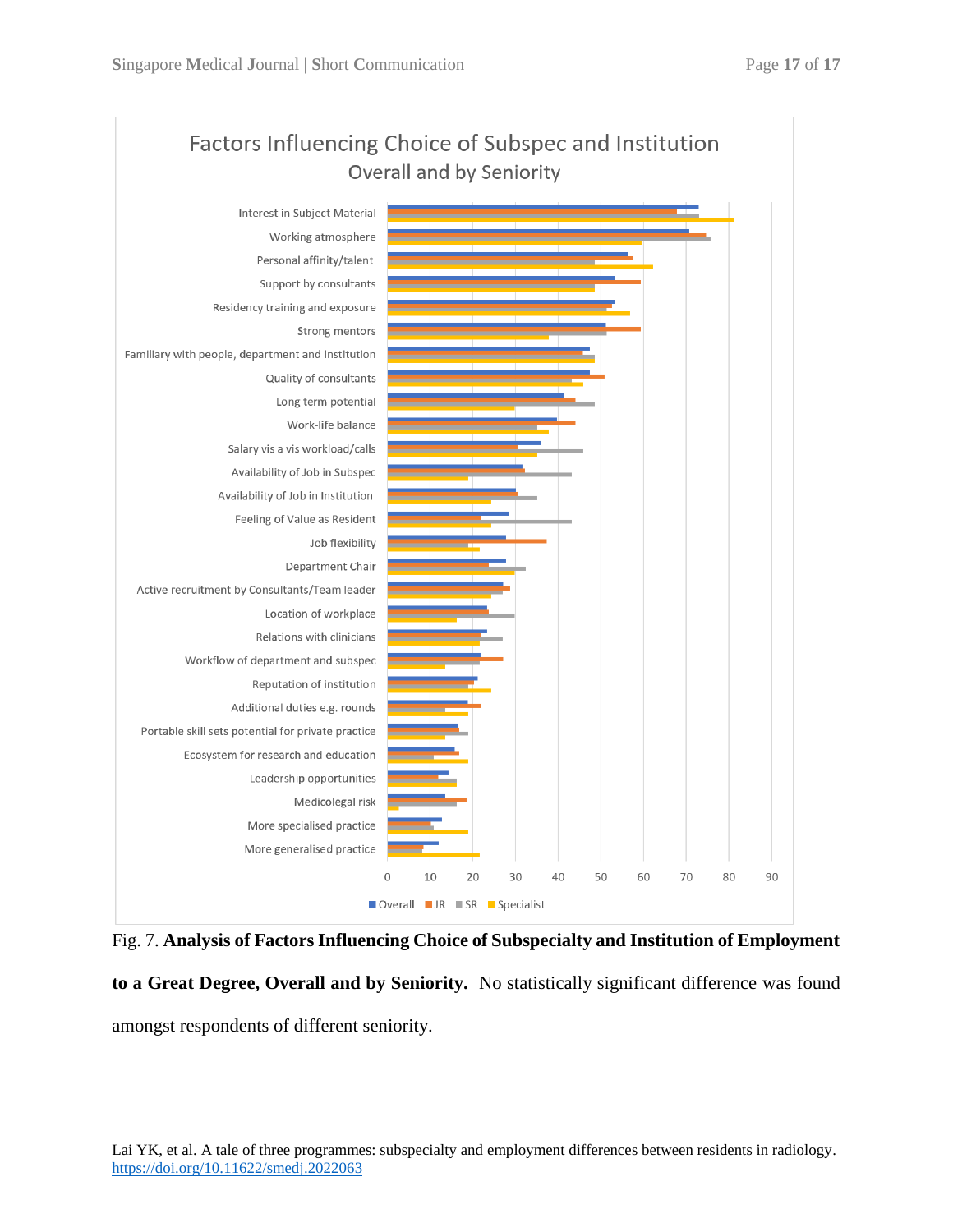Factors Influencing Choice of Subspec and Institution
Overall and by Seniority

Interest in Subject Material
Working atmosphere
Personal affinity/talent
Support by consultants
Residency training and exposure
Strong mentors
Familiary with people, department and institution
Quality of consultants
Long term potential
Work-life balance
Salary vis a vis workload/calls
Availability of Job in Subspec
Availability of Job in Institution
Feeling of Value as Resident
Job flexibility
Department Chair
Active recruitment by Consultants/Team leader
Location of workplace
Relations with clinicians
Workflow of department and subspec
Reputation of institution
Additional duties e.g. rounds
Portable skill sets potential for private practice
Ecosystem for research and education
Leadership opportunities
Medicolegal risk
More specialised practice
More generalised practice

0 10 20 30 40 50 60 70 80 90

Overall JR SR Specialist

Fig. 7. **Analysis of Factors Influencing Choice of Subspecialty and Institution of Employment to a Great Degree, Overall and by Seniority.** No statistically significant difference was found amongst respondents of different seniority.

Lai YK, et al. A tale of three programmes: subspecialty and employment differences between residents in radiology. https://doi.org/10.11622/smedj.2022063